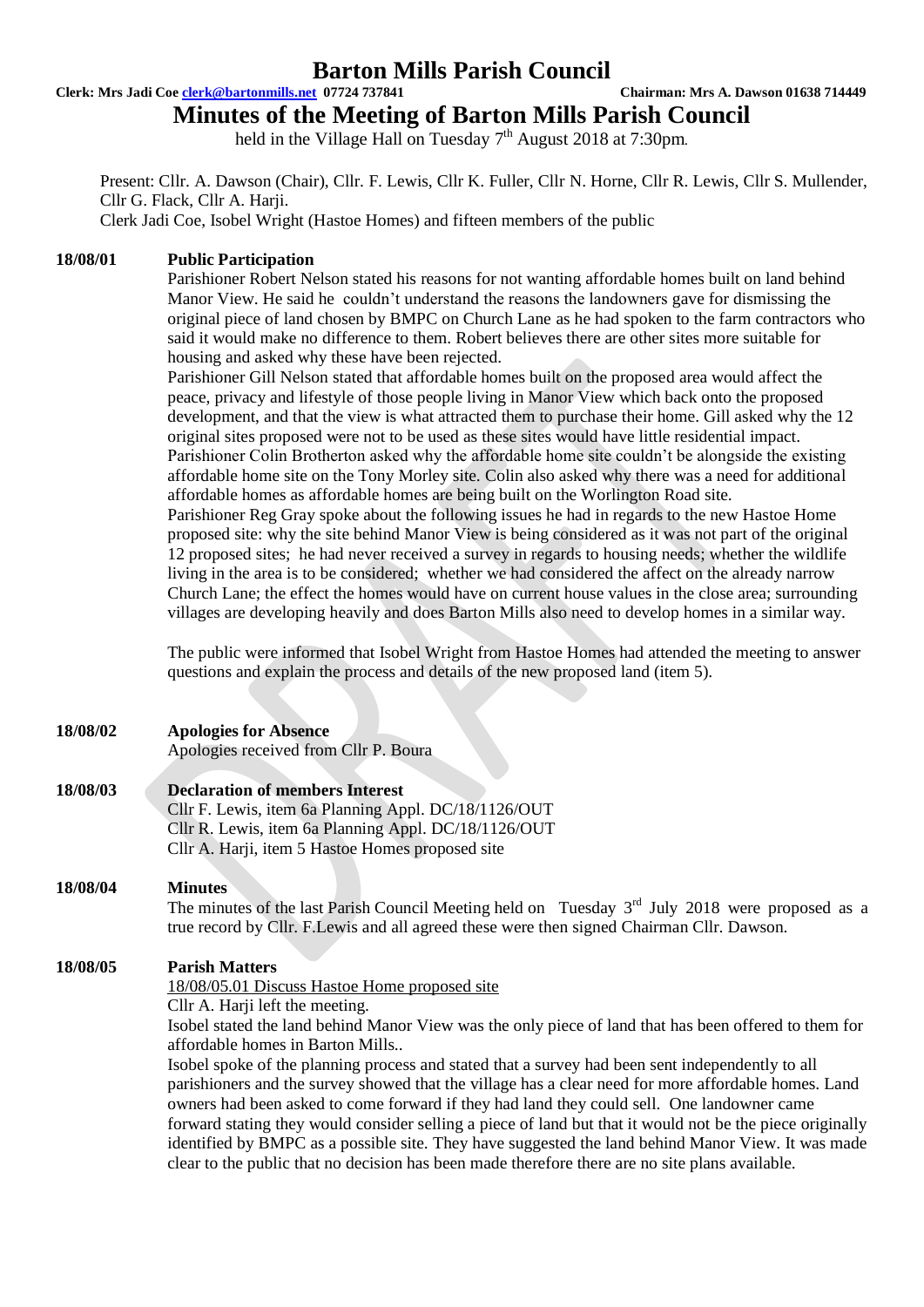# Barton Mills Parish Council

**Clerk: Mrs Jadi Coe clerk@bartonmills.net 07724 737841** **Chairman: Mrs A. Dawson 01638 714449**

# Minutes of the Meeting of Barton Mills Parish Council

held in the Village Hall on Tuesday 7th August 2018 at 7:30pm.

Present: Cllr. A. Dawson (Chair), Cllr. F. Lewis, Cllr K. Fuller, Cllr N. Horne, Cllr R. Lewis, Cllr S. Mullender, Cllr G. Flack, Cllr A. Harji.
Clerk Jadi Coe, Isobel Wright (Hastoe Homes) and fifteen members of the public

**18/08/01 Public Participation**

Parishioner Robert Nelson stated his reasons for not wanting affordable homes built on land behind Manor View. He said he couldn't understand the reasons the landowners gave for dismissing the original piece of land chosen by BMPC on Church Lane as he had spoken to the farm contractors who said it would make no difference to them. Robert believes there are other sites more suitable for housing and asked why these have been rejected.

Parishioner Gill Nelson stated that affordable homes built on the proposed area would affect the peace, privacy and lifestyle of those people living in Manor View which back onto the proposed development, and that the view is what attracted them to purchase their home. Gill asked why the 12 original sites proposed were not to be used as these sites would have little residential impact.

Parishioner Colin Brotherton asked why the affordable home site couldn't be alongside the existing affordable home site on the Tony Morley site. Colin also asked why there was a need for additional affordable homes as affordable homes are being built on the Worlington Road site.

Parishioner Reg Gray spoke about the following issues he had in regards to the new Hastoe Home proposed site: why the site behind Manor View is being considered as it was not part of the original 12 proposed sites; he had never received a survey in regards to housing needs; whether the wildlife living in the area is to be considered; whether we had considered the affect on the already narrow Church Lane; the effect the homes would have on current house values in the close area; surrounding villages are developing heavily and does Barton Mills also need to develop homes in a similar way.

The public were informed that Isobel Wright from Hastoe Homes had attended the meeting to answer questions and explain the process and details of the new proposed land (item 5).

**18/08/02 Apologies for Absence**

Apologies received from Cllr P. Boura

**18/08/03 Declaration of members Interest**

Cllr F. Lewis, item 6a Planning Appl. DC/18/1126/OUT
Cllr R. Lewis, item 6a Planning Appl. DC/18/1126/OUT
Cllr A. Harji, item 5 Hastoe Homes proposed site

**18/08/04 Minutes**

The minutes of the last Parish Council Meeting held on Tuesday 3rd July 2018 were proposed as a true record by Cllr. F.Lewis and all agreed these were then signed Chairman Cllr. Dawson.

**18/08/05 Parish Matters**

18/08/05.01 Discuss Hastoe Home proposed site

Cllr A. Harji left the meeting.

Isobel stated the land behind Manor View was the only piece of land that has been offered to them for affordable homes in Barton Mills..

Isobel spoke of the planning process and stated that a survey had been sent independently to all parishioners and the survey showed that the village has a clear need for more affordable homes. Land owners had been asked to come forward if they had land they could sell. One landowner came forward stating they would consider selling a piece of land but that it would not be the piece originally identified by BMPC as a possible site. They have suggested the land behind Manor View. It was made clear to the public that no decision has been made therefore there are no site plans available.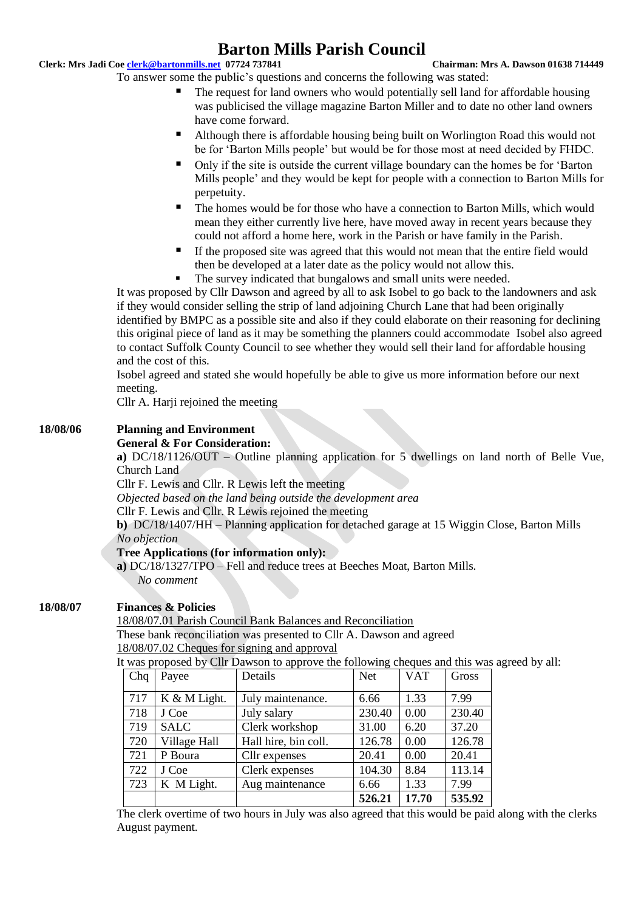# Barton Mills Parish Council

**Clerk: Mrs Jadi Coe clerk@bartonmills.net 07724 737841** **Chairman: Mrs A. Dawson 01638 714449**

To answer some the public's questions and concerns the following was stated:

- The request for land owners who would potentially sell land for affordable housing was publicised the village magazine Barton Miller and to date no other land owners have come forward.
- Although there is affordable housing being built on Worlington Road this would not be for 'Barton Mills people' but would be for those most at need decided by FHDC.
- Only if the site is outside the current village boundary can the homes be for 'Barton Mills people' and they would be kept for people with a connection to Barton Mills for perpetuity.
- The homes would be for those who have a connection to Barton Mills, which would mean they either currently live here, have moved away in recent years because they could not afford a home here, work in the Parish or have family in the Parish.
- If the proposed site was agreed that this would not mean that the entire field would then be developed at a later date as the policy would not allow this.
- The survey indicated that bungalows and small units were needed.

It was proposed by Cllr Dawson and agreed by all to ask Isobel to go back to the landowners and ask if they would consider selling the strip of land adjoining Church Lane that had been originally identified by BMPC as a possible site and also if they could elaborate on their reasoning for declining this original piece of land as it may be something the planners could accommodate Isobel also agreed to contact Suffolk County Council to see whether they would sell their land for affordable housing and the cost of this.

Isobel agreed and stated she would hopefully be able to give us more information before our next meeting.

Cllr A. Harji rejoined the meeting

**18/08/06** **Planning and Environment**

**General & For Consideration:**

**a)** DC/18/1126/OUT – Outline planning application for 5 dwellings on land north of Belle Vue, Church Land

Cllr F. Lewis and Cllr. R Lewis left the meeting

*Objected based on the land being outside the development area*

Cllr F. Lewis and Cllr. R Lewis rejoined the meeting

**b)** DC/18/1407/HH – Planning application for detached garage at 15 Wiggin Close, Barton Mills

*No objection*

**Tree Applications (for information only):**

**a)** DC/18/1327/TPO – Fell and reduce trees at Beeches Moat, Barton Mills.

*No comment*

**18/08/07** **Finances & Policies**

18/08/07.01 Parish Council Bank Balances and Reconciliation

These bank reconciliation was presented to Cllr A. Dawson and agreed

18/08/07.02 Cheques for signing and approval

It was proposed by Cllr Dawson to approve the following cheques and this was agreed by all:

| Chq | Payee | Details | Net | VAT | Gross |
|---|---|---|---|---|---|
| 717 | K & M Light. | July maintenance. | 6.66 | 1.33 | 7.99 |
| 718 | J Coe | July salary | 230.40 | 0.00 | 230.40 |
| 719 | SALC | Clerk workshop | 31.00 | 6.20 | 37.20 |
| 720 | Village Hall | Hall hire, bin coll. | 126.78 | 0.00 | 126.78 |
| 721 | P Boura | Cllr expenses | 20.41 | 0.00 | 20.41 |
| 722 | J Coe | Clerk expenses | 104.30 | 8.84 | 113.14 |
| 723 | K M Light. | Aug maintenance | 6.66 | 1.33 | 7.99 |
| | | | **526.21** | **17.70** | **535.92** |

The clerk overtime of two hours in July was also agreed that this would be paid along with the clerks August payment.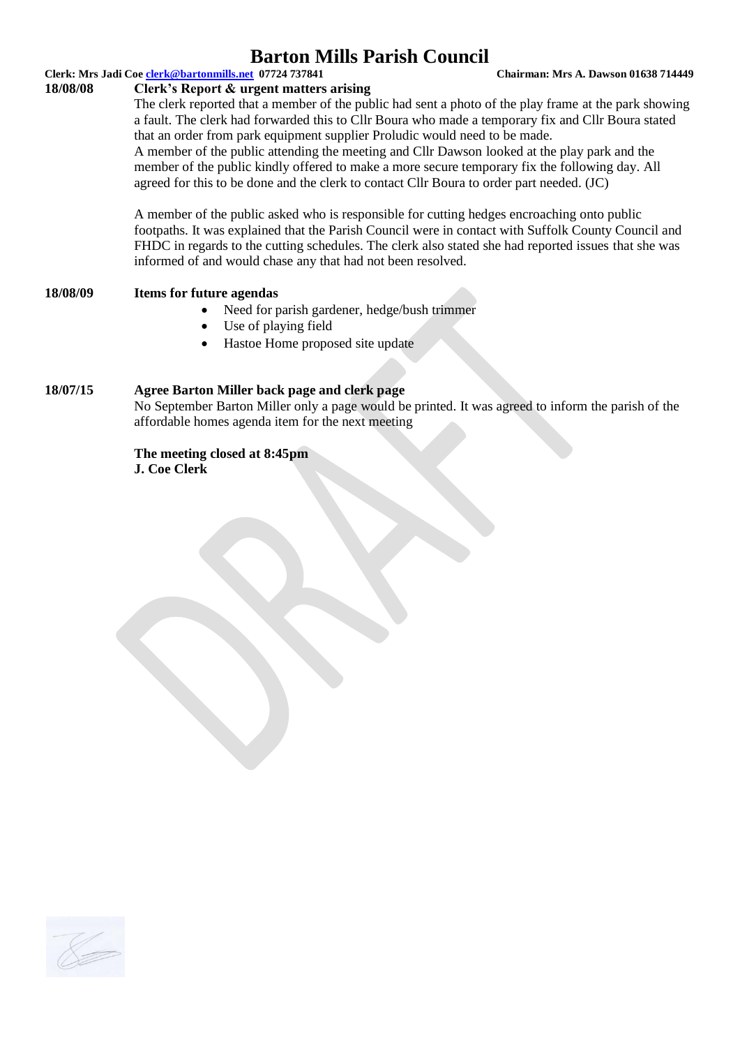# Barton Mills Parish Council

**Clerk: Mrs Jadi Coe clerk@bartonmills.net 07724 737841** **Chairman: Mrs A. Dawson 01638 714449**

**18/08/08 Clerk's Report & urgent matters arising**

The clerk reported that a member of the public had sent a photo of the play frame at the park showing a fault. The clerk had forwarded this to Cllr Boura who made a temporary fix and Cllr Boura stated that an order from park equipment supplier Proludic would need to be made.

A member of the public attending the meeting and Cllr Dawson looked at the play park and the member of the public kindly offered to make a more secure temporary fix the following day. All agreed for this to be done and the clerk to contact Cllr Boura to order part needed. (JC)

A member of the public asked who is responsible for cutting hedges encroaching onto public footpaths. It was explained that the Parish Council were in contact with Suffolk County Council and FHDC in regards to the cutting schedules. The clerk also stated she had reported issues that she was informed of and would chase any that had not been resolved.

**18/08/09 Items for future agendas**

- Need for parish gardener, hedge/bush trimmer
- Use of playing field
- Hastoe Home proposed site update

**18/07/15 Agree Barton Miller back page and clerk page**

No September Barton Miller only a page would be printed. It was agreed to inform the parish of the affordable homes agenda item for the next meeting

**The meeting closed at 8:45pm**
**J. Coe Clerk**